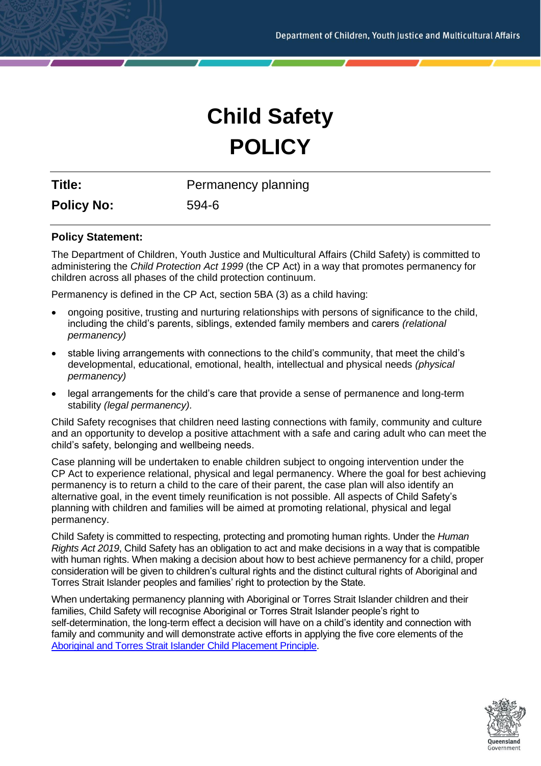# Child Safety
# POLICY

| **Title:** | Permanency planning |
|---|---|
| **Policy No:** | 594-6 |

**Policy Statement:**

The Department of Children, Youth Justice and Multicultural Affairs (Child Safety) is committed to administering the *Child Protection Act 1999* (the CP Act) in a way that promotes permanency for children across all phases of the child protection continuum.

Permanency is defined in the CP Act, section 5BA (3) as a child having:

- ongoing positive, trusting and nurturing relationships with persons of significance to the child, including the child's parents, siblings, extended family members and carers *(relational permanency)*
- stable living arrangements with connections to the child's community, that meet the child's developmental, educational, emotional, health, intellectual and physical needs *(physical permanency)*
- legal arrangements for the child's care that provide a sense of permanence and long-term stability *(legal permanency).*

Child Safety recognises that children need lasting connections with family, community and culture and an opportunity to develop a positive attachment with a safe and caring adult who can meet the child's safety, belonging and wellbeing needs.

Case planning will be undertaken to enable children subject to ongoing intervention under the CP Act to experience relational, physical and legal permanency. Where the goal for best achieving permanency is to return a child to the care of their parent, the case plan will also identify an alternative goal, in the event timely reunification is not possible. All aspects of Child Safety's planning with children and families will be aimed at promoting relational, physical and legal permanency.

Child Safety is committed to respecting, protecting and promoting human rights. Under the *Human Rights Act 2019*, Child Safety has an obligation to act and make decisions in a way that is compatible with human rights. When making a decision about how to best achieve permanency for a child, proper consideration will be given to children's cultural rights and the distinct cultural rights of Aboriginal and Torres Strait Islander peoples and families' right to protection by the State.

When undertaking permanency planning with Aboriginal or Torres Strait Islander children and their families, Child Safety will recognise Aboriginal or Torres Strait Islander people's right to self-determination, the long-term effect a decision will have on a child's identity and connection with family and community and will demonstrate active efforts in applying the five core elements of the Aboriginal and Torres Strait Islander Child Placement Principle.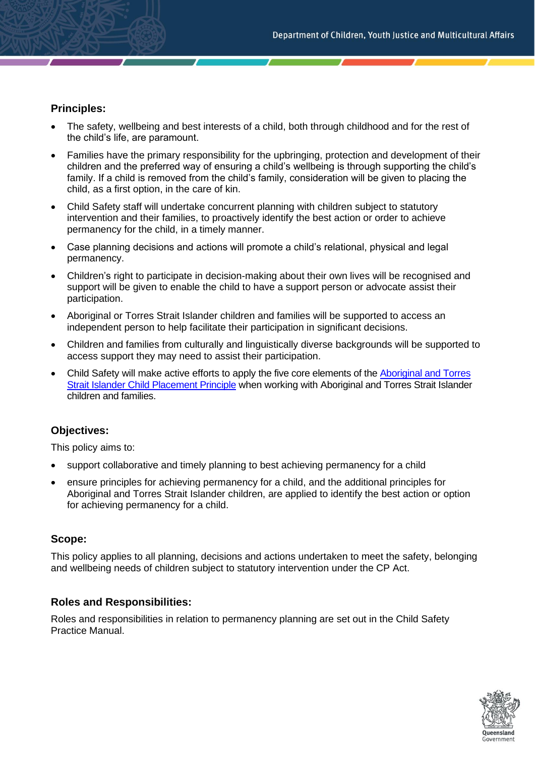## Principles:

- The safety, wellbeing and best interests of a child, both through childhood and for the rest of the child's life, are paramount.
- Families have the primary responsibility for the upbringing, protection and development of their children and the preferred way of ensuring a child's wellbeing is through supporting the child's family. If a child is removed from the child's family, consideration will be given to placing the child, as a first option, in the care of kin.
- Child Safety staff will undertake concurrent planning with children subject to statutory intervention and their families, to proactively identify the best action or order to achieve permanency for the child, in a timely manner.
- Case planning decisions and actions will promote a child's relational, physical and legal permanency.
- Children's right to participate in decision-making about their own lives will be recognised and support will be given to enable the child to have a support person or advocate assist their participation.
- Aboriginal or Torres Strait Islander children and families will be supported to access an independent person to help facilitate their participation in significant decisions.
- Children and families from culturally and linguistically diverse backgrounds will be supported to access support they may need to assist their participation.
- Child Safety will make active efforts to apply the five core elements of the [Aboriginal and Torres Strait Islander Child Placement Principle] when working with Aboriginal and Torres Strait Islander children and families.

## Objectives:

This policy aims to:

- support collaborative and timely planning to best achieving permanency for a child
- ensure principles for achieving permanency for a child, and the additional principles for Aboriginal and Torres Strait Islander children, are applied to identify the best action or option for achieving permanency for a child.

## Scope:

This policy applies to all planning, decisions and actions undertaken to meet the safety, belonging and wellbeing needs of children subject to statutory intervention under the CP Act.

## Roles and Responsibilities:

Roles and responsibilities in relation to permanency planning are set out in the Child Safety Practice Manual.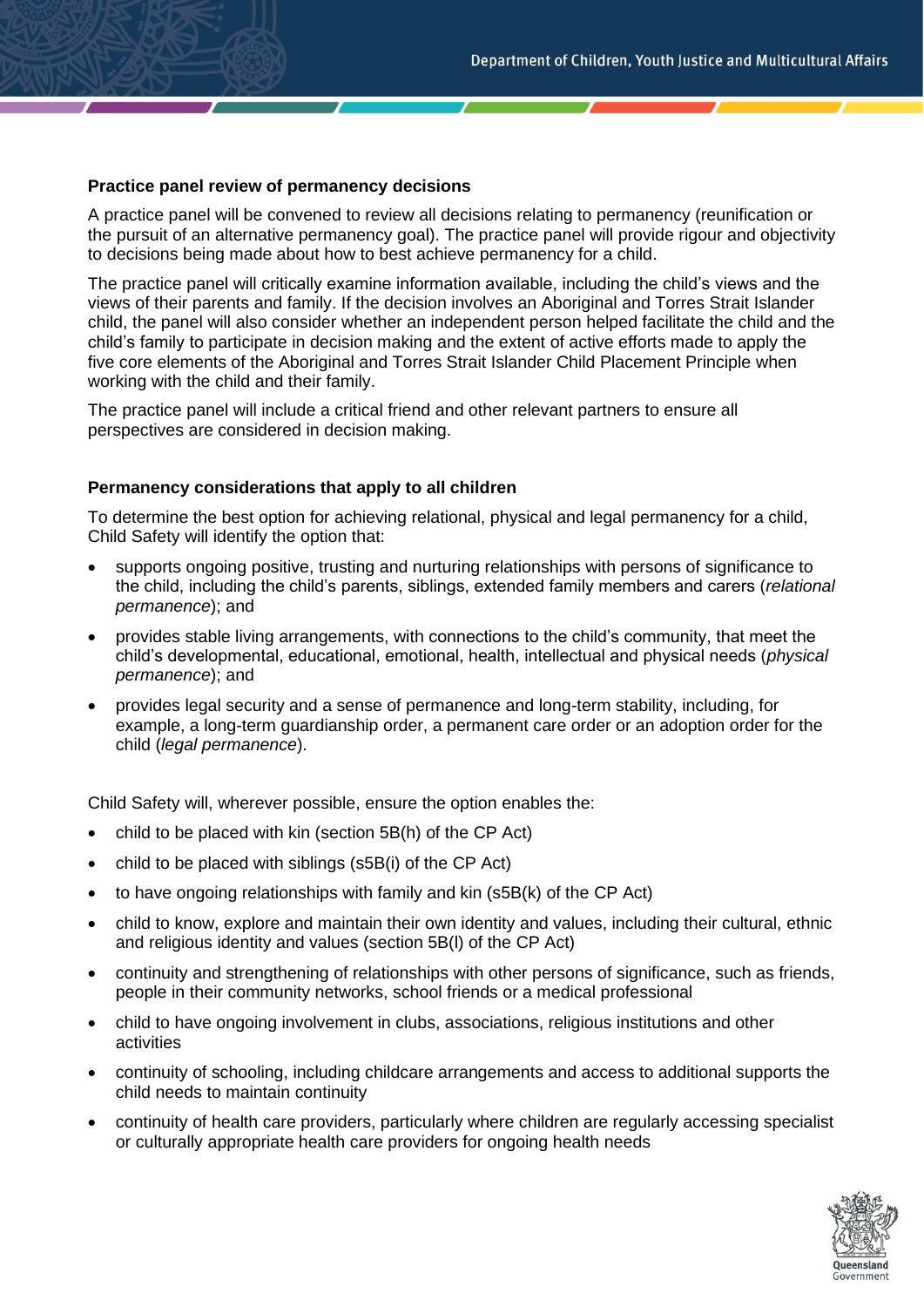### Practice panel review of permanency decisions

A practice panel will be convened to review all decisions relating to permanency (reunification or the pursuit of an alternative permanency goal). The practice panel will provide rigour and objectivity to decisions being made about how to best achieve permanency for a child.

The practice panel will critically examine information available, including the child's views and the views of their parents and family. If the decision involves an Aboriginal and Torres Strait Islander child, the panel will also consider whether an independent person helped facilitate the child and the child's family to participate in decision making and the extent of active efforts made to apply the five core elements of the Aboriginal and Torres Strait Islander Child Placement Principle when working with the child and their family.

The practice panel will include a critical friend and other relevant partners to ensure all perspectives are considered in decision making.

### Permanency considerations that apply to all children

To determine the best option for achieving relational, physical and legal permanency for a child, Child Safety will identify the option that:

- supports ongoing positive, trusting and nurturing relationships with persons of significance to the child, including the child's parents, siblings, extended family members and carers (*relational permanence*); and
- provides stable living arrangements, with connections to the child's community, that meet the child's developmental, educational, emotional, health, intellectual and physical needs (*physical permanence*); and
- provides legal security and a sense of permanence and long-term stability, including, for example, a long-term guardianship order, a permanent care order or an adoption order for the child (*legal permanence*).

Child Safety will, wherever possible, ensure the option enables the:

- child to be placed with kin (section 5B(h) of the CP Act)
- child to be placed with siblings (s5B(i) of the CP Act)
- to have ongoing relationships with family and kin (s5B(k) of the CP Act)
- child to know, explore and maintain their own identity and values, including their cultural, ethnic and religious identity and values (section 5B(l) of the CP Act)
- continuity and strengthening of relationships with other persons of significance, such as friends, people in their community networks, school friends or a medical professional
- child to have ongoing involvement in clubs, associations, religious institutions and other activities
- continuity of schooling, including childcare arrangements and access to additional supports the child needs to maintain continuity
- continuity of health care providers, particularly where children are regularly accessing specialist or culturally appropriate health care providers for ongoing health needs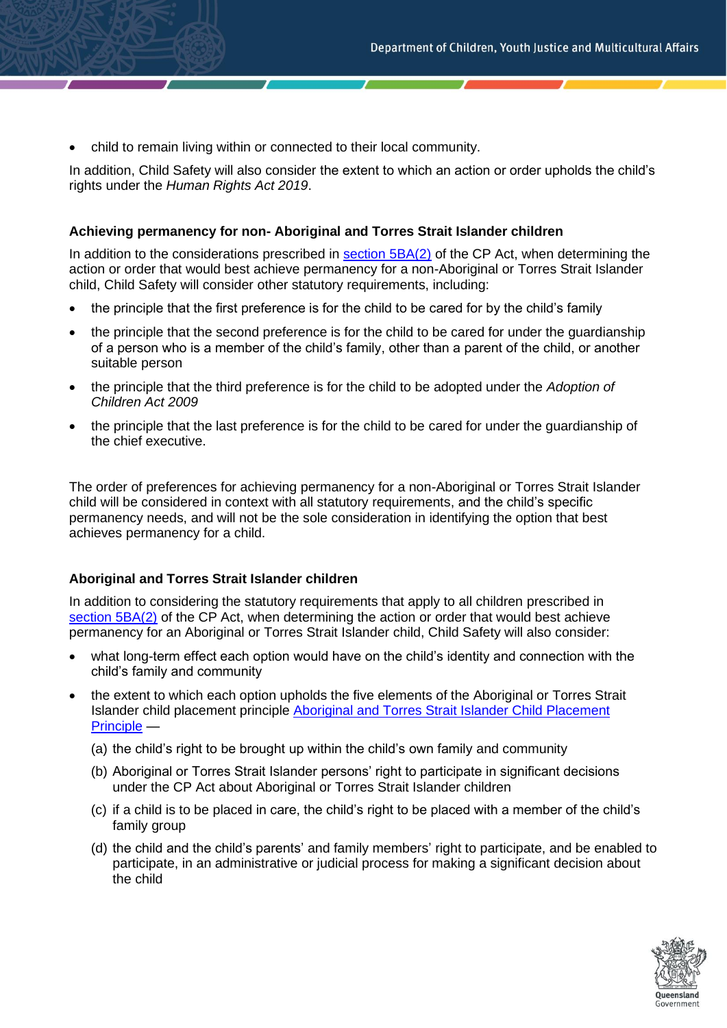- child to remain living within or connected to their local community.

In addition, Child Safety will also consider the extent to which an action or order upholds the child's rights under the *Human Rights Act 2019*.

#### Achieving permanency for non- Aboriginal and Torres Strait Islander children

In addition to the considerations prescribed in [section 5BA(2)](#) of the CP Act, when determining the action or order that would best achieve permanency for a non-Aboriginal or Torres Strait Islander child, Child Safety will consider other statutory requirements, including:

- the principle that the first preference is for the child to be cared for by the child's family
- the principle that the second preference is for the child to be cared for under the guardianship of a person who is a member of the child's family, other than a parent of the child, or another suitable person
- the principle that the third preference is for the child to be adopted under the *Adoption of Children Act 2009*
- the principle that the last preference is for the child to be cared for under the guardianship of the chief executive.

The order of preferences for achieving permanency for a non-Aboriginal or Torres Strait Islander child will be considered in context with all statutory requirements, and the child's specific permanency needs, and will not be the sole consideration in identifying the option that best achieves permanency for a child.

#### Aboriginal and Torres Strait Islander children

In addition to considering the statutory requirements that apply to all children prescribed in [section 5BA(2)](#) of the CP Act, when determining the action or order that would best achieve permanency for an Aboriginal or Torres Strait Islander child, Child Safety will also consider:

- what long-term effect each option would have on the child's identity and connection with the child's family and community
- the extent to which each option upholds the five elements of the Aboriginal or Torres Strait Islander child placement principle [Aboriginal and Torres Strait Islander Child Placement Principle](#) —

  (a) the child's right to be brought up within the child's own family and community

  (b) Aboriginal or Torres Strait Islander persons' right to participate in significant decisions under the CP Act about Aboriginal or Torres Strait Islander children

  (c) if a child is to be placed in care, the child's right to be placed with a member of the child's family group

  (d) the child and the child's parents' and family members' right to participate, and be enabled to participate, in an administrative or judicial process for making a significant decision about the child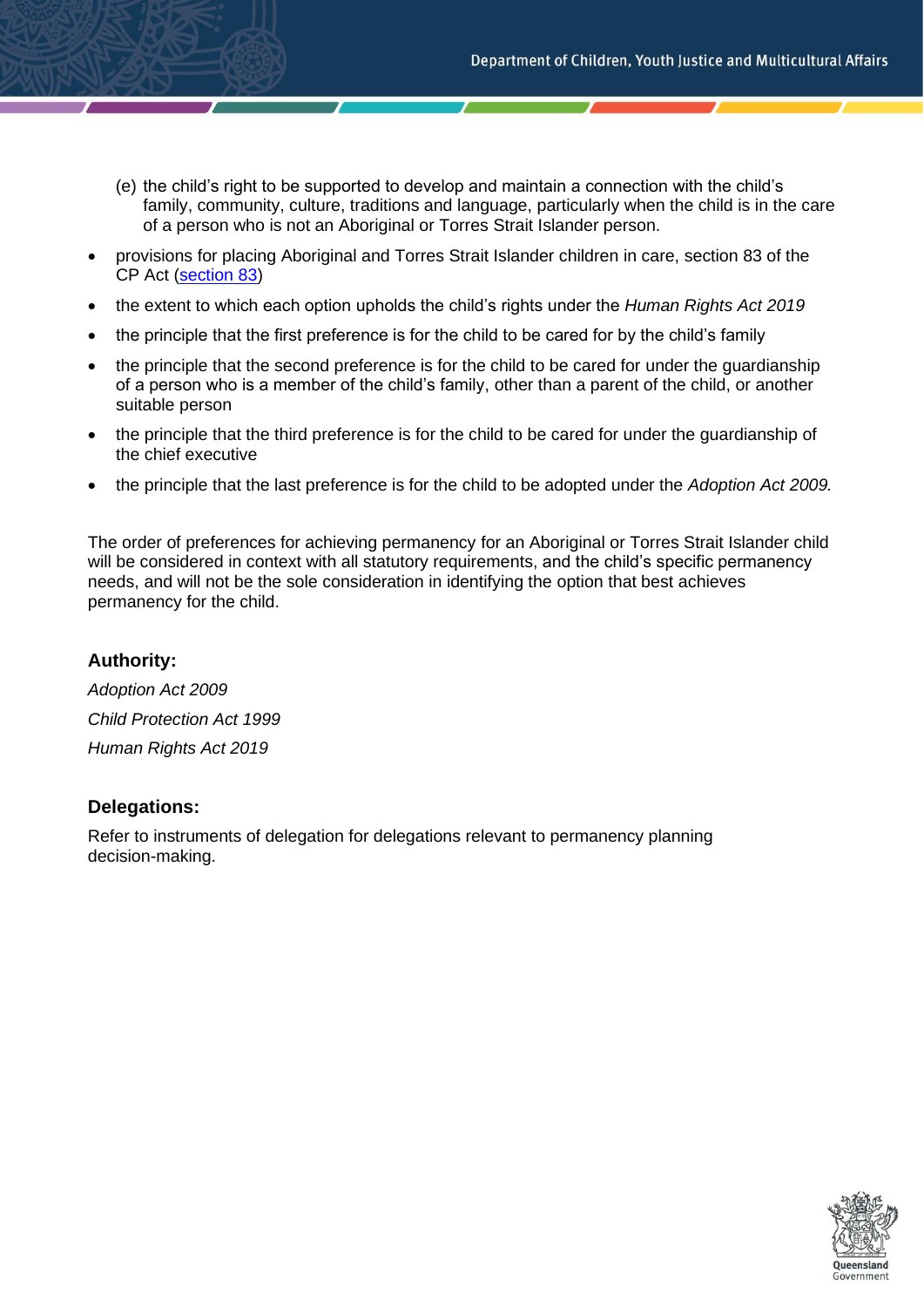(e) the child's right to be supported to develop and maintain a connection with the child's family, community, culture, traditions and language, particularly when the child is in the care of a person who is not an Aboriginal or Torres Strait Islander person.

- provisions for placing Aboriginal and Torres Strait Islander children in care, section 83 of the CP Act (section 83)
- the extent to which each option upholds the child's rights under the *Human Rights Act 2019*
- the principle that the first preference is for the child to be cared for by the child's family
- the principle that the second preference is for the child to be cared for under the guardianship of a person who is a member of the child's family, other than a parent of the child, or another suitable person
- the principle that the third preference is for the child to be cared for under the guardianship of the chief executive
- the principle that the last preference is for the child to be adopted under the *Adoption Act 2009.*

The order of preferences for achieving permanency for an Aboriginal or Torres Strait Islander child will be considered in context with all statutory requirements, and the child's specific permanency needs, and will not be the sole consideration in identifying the option that best achieves permanency for the child.

### Authority:

*Adoption Act 2009*

*Child Protection Act 1999*

*Human Rights Act 2019*

### Delegations:

Refer to instruments of delegation for delegations relevant to permanency planning decision-making.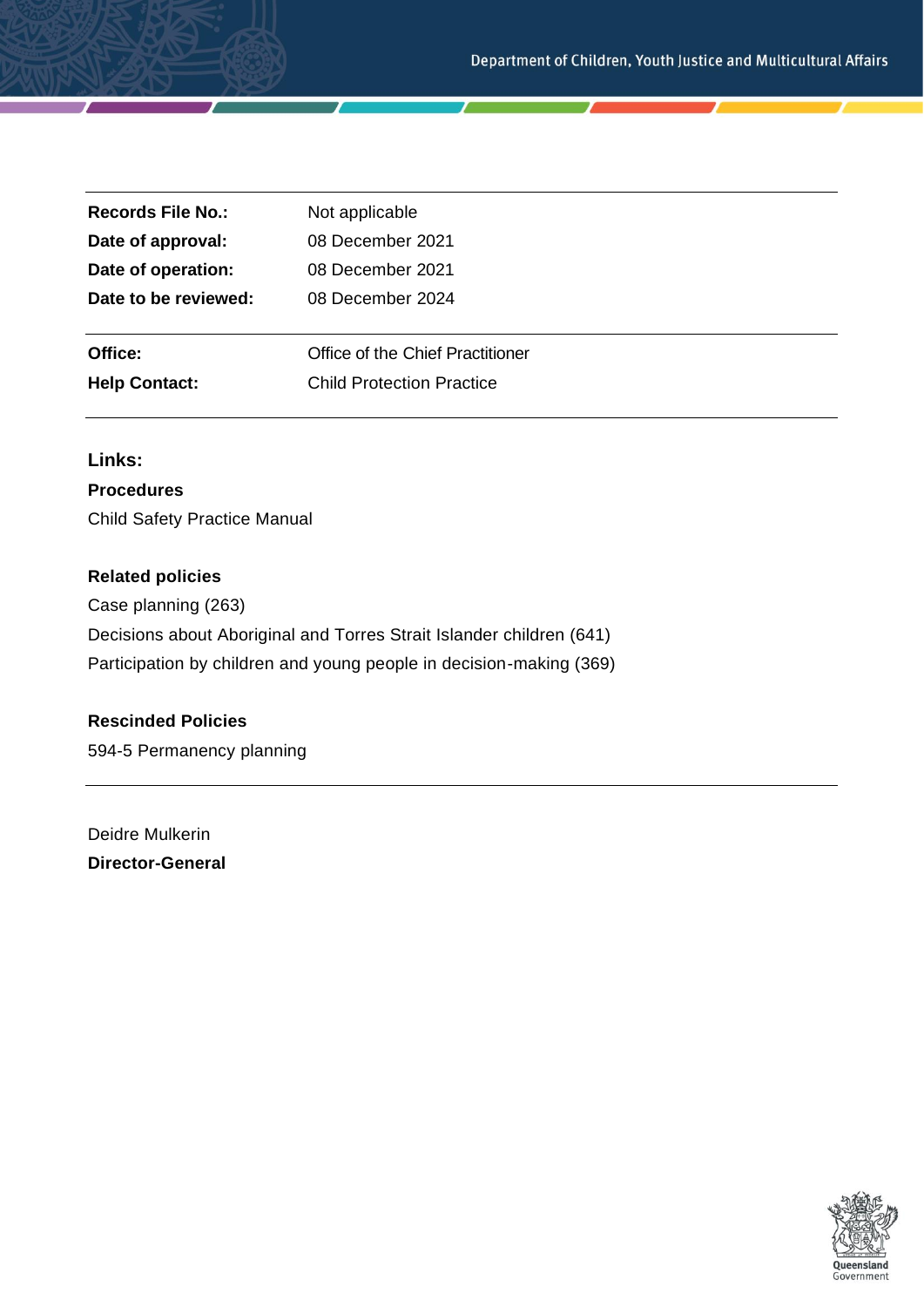| | |
|---|---|
| **Records File No.:** | Not applicable |
| **Date of approval:** | 08 December 2021 |
| **Date of operation:** | 08 December 2021 |
| **Date to be reviewed:** | 08 December 2024 |
| **Office:** | Office of the Chief Practitioner |
| **Help Contact:** | Child Protection Practice |

**Links:**

**Procedures**

Child Safety Practice Manual

**Related policies**

Case planning (263)

Decisions about Aboriginal and Torres Strait Islander children (641)

Participation by children and young people in decision-making (369)

**Rescinded Policies**

594-5 Permanency planning

Deidre Mulkerin

**Director-General**